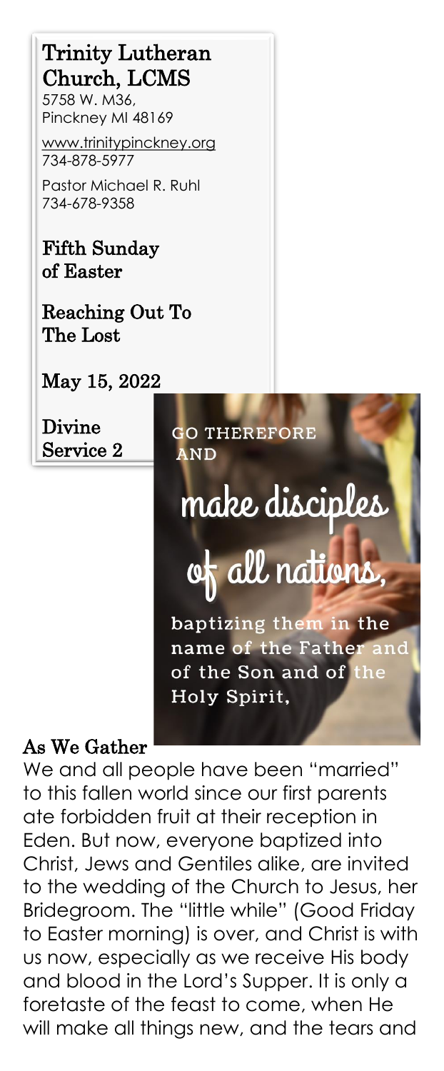# Trinity Lutheran Church, LCMS

5758 W. M36,
Pinckney MI 48169

www.trinitypinckney.org
734-878-5977

Pastor Michael R. Ruhl
734-678-9358

## Fifth Sunday of Easter

## Reaching Out To The Lost

## May 15, 2022

## Divine Service 2

GO THEREFORE AND

make disciples of all nations,

baptizing them in the name of the Father and of the Son and of the Holy Spirit,

## As We Gather

We and all people have been "married" to this fallen world since our first parents ate forbidden fruit at their reception in Eden. But now, everyone baptized into Christ, Jews and Gentiles alike, are invited to the wedding of the Church to Jesus, her Bridegroom. The "little while" (Good Friday to Easter morning) is over, and Christ is with us now, especially as we receive His body and blood in the Lord's Supper. It is only a foretaste of the feast to come, when He will make all things new, and the tears and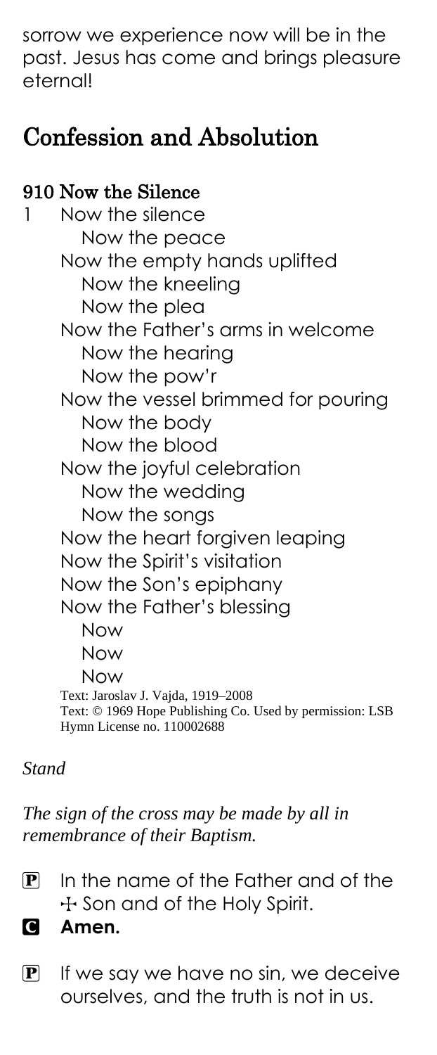sorrow we experience now will be in the past. Jesus has come and brings pleasure eternal!

## Confession and Absolution

### 910 Now the Silence

1 Now the silence
  Now the peace
Now the empty hands uplifted
  Now the kneeling
  Now the plea
Now the Father's arms in welcome
  Now the hearing
  Now the pow'r
Now the vessel brimmed for pouring
  Now the body
  Now the blood
Now the joyful celebration
  Now the wedding
  Now the songs
Now the heart forgiven leaping
Now the Spirit's visitation
Now the Son's epiphany
Now the Father's blessing
  Now
  Now
  Now

Text: Jaroslav J. Vajda, 1919–2008
Text: © 1969 Hope Publishing Co. Used by permission: LSB Hymn License no. 110002688

*Stand*

*The sign of the cross may be made by all in remembrance of their Baptism.*

P In the name of the Father and of the ☩ Son and of the Holy Spirit.

C **Amen.**

P If we say we have no sin, we deceive ourselves, and the truth is not in us.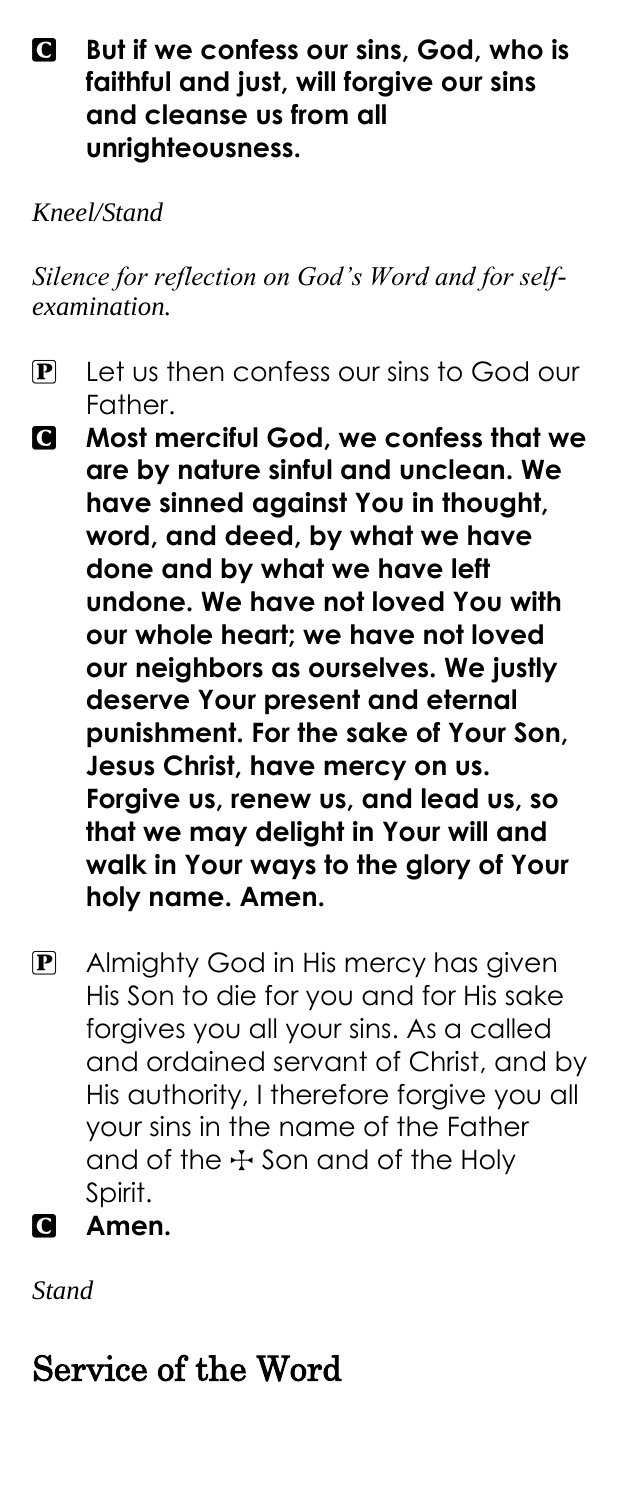C **But if we confess our sins, God, who is faithful and just, will forgive our sins and cleanse us from all unrighteousness.**

*Kneel/Stand*

*Silence for reflection on God's Word and for self-examination.*

P Let us then confess our sins to God our Father.

C **Most merciful God, we confess that we are by nature sinful and unclean. We have sinned against You in thought, word, and deed, by what we have done and by what we have left undone. We have not loved You with our whole heart; we have not loved our neighbors as ourselves. We justly deserve Your present and eternal punishment. For the sake of Your Son, Jesus Christ, have mercy on us. Forgive us, renew us, and lead us, so that we may delight in Your will and walk in Your ways to the glory of Your holy name. Amen.**

P Almighty God in His mercy has given His Son to die for you and for His sake forgives you all your sins. As a called and ordained servant of Christ, and by His authority, I therefore forgive you all your sins in the name of the Father and of the ☩ Son and of the Holy Spirit.

C **Amen.**

*Stand*

# Service of the Word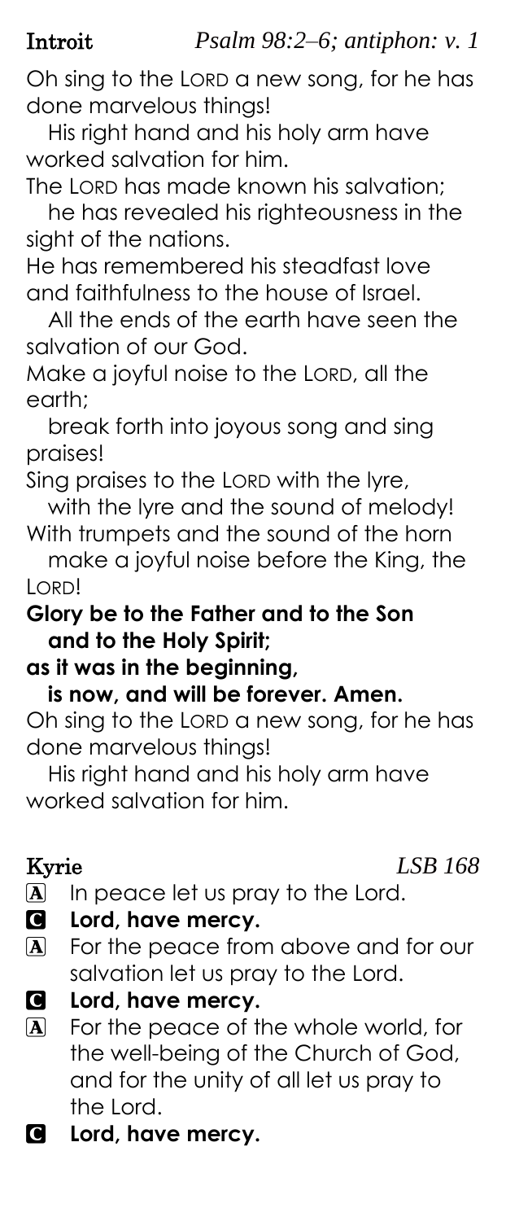**Introit** *Psalm 98:2–6; antiphon: v. 1*

Oh sing to the LORD a new song, for he has done marvelous things!
His right hand and his holy arm have worked salvation for him.
The LORD has made known his salvation;
he has revealed his righteousness in the sight of the nations.
He has remembered his steadfast love and faithfulness to the house of Israel.
All the ends of the earth have seen the salvation of our God.
Make a joyful noise to the LORD, all the earth;
break forth into joyous song and sing praises!
Sing praises to the LORD with the lyre,
with the lyre and the sound of melody!
With trumpets and the sound of the horn
make a joyful noise before the King, the LORD!
**Glory be to the Father and to the Son and to the Holy Spirit;**
**as it was in the beginning,**
**is now, and will be forever. Amen.**
Oh sing to the LORD a new song, for he has done marvelous things!
His right hand and his holy arm have worked salvation for him.

**Kyrie** *LSB 168*

A In peace let us pray to the Lord.

C **Lord, have mercy.**

A For the peace from above and for our salvation let us pray to the Lord.

C **Lord, have mercy.**

A For the peace of the whole world, for the well-being of the Church of God, and for the unity of all let us pray to the Lord.

C **Lord, have mercy.**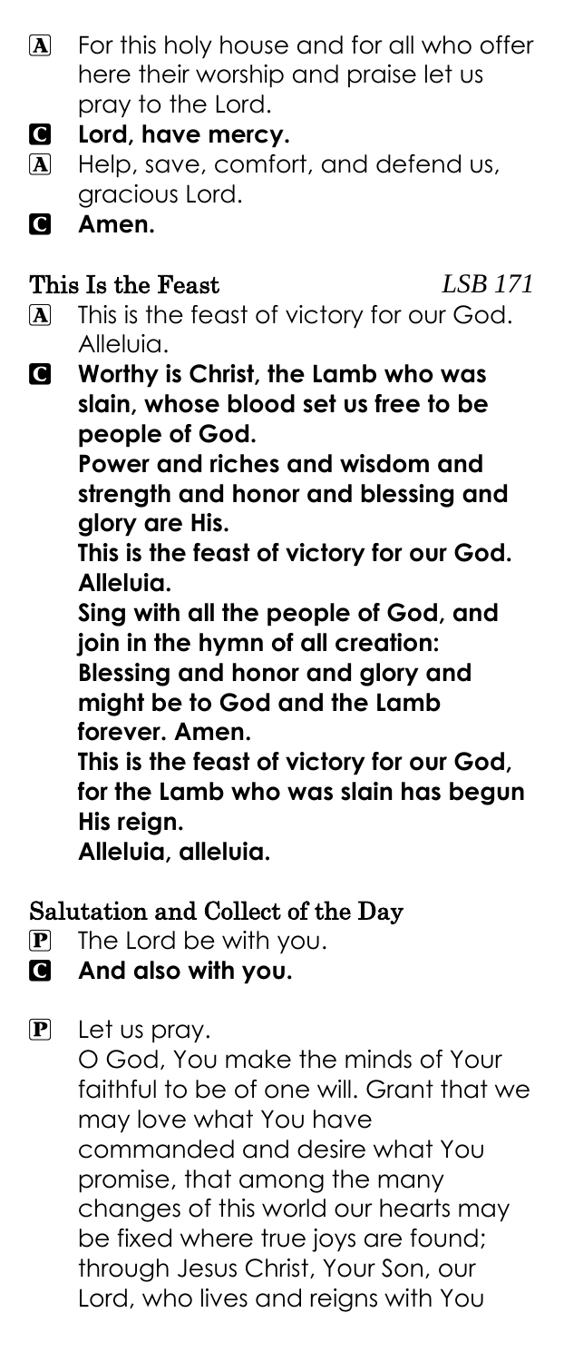A For this holy house and for all who offer here their worship and praise let us pray to the Lord.

C **Lord, have mercy.**

A Help, save, comfort, and defend us, gracious Lord.

C **Amen.**

### This Is the Feast *LSB 171*

A This is the feast of victory for our God. Alleluia.

C **Worthy is Christ, the Lamb who was slain, whose blood set us free to be people of God.**
**Power and riches and wisdom and strength and honor and blessing and glory are His.**
**This is the feast of victory for our God. Alleluia.**
**Sing with all the people of God, and join in the hymn of all creation:**
**Blessing and honor and glory and might be to God and the Lamb forever. Amen.**
**This is the feast of victory for our God, for the Lamb who was slain has begun His reign.**
**Alleluia, alleluia.**

### Salutation and Collect of the Day

P The Lord be with you.

C **And also with you.**

P Let us pray.
O God, You make the minds of Your faithful to be of one will. Grant that we may love what You have commanded and desire what You promise, that among the many changes of this world our hearts may be fixed where true joys are found; through Jesus Christ, Your Son, our Lord, who lives and reigns with You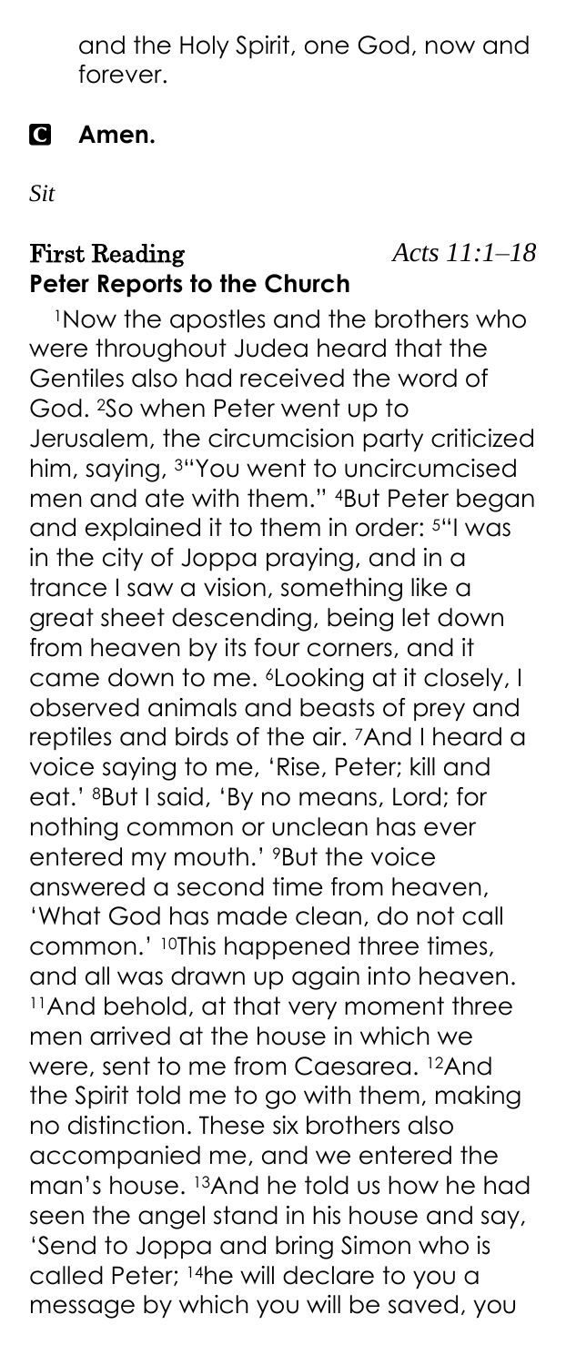and the Holy Spirit, one God, now and forever.

**C** **Amen.**

*Sit*

**First Reading** *Acts 11:1–18*

**Peter Reports to the Church**

[1]Now the apostles and the brothers who were throughout Judea heard that the Gentiles also had received the word of God. [2]So when Peter went up to Jerusalem, the circumcision party criticized him, saying, [3]"You went to uncircumcised men and ate with them." [4]But Peter began and explained it to them in order: [5]"I was in the city of Joppa praying, and in a trance I saw a vision, something like a great sheet descending, being let down from heaven by its four corners, and it came down to me. [6]Looking at it closely, I observed animals and beasts of prey and reptiles and birds of the air. [7]And I heard a voice saying to me, 'Rise, Peter; kill and eat.' [8]But I said, 'By no means, Lord; for nothing common or unclean has ever entered my mouth.' [9]But the voice answered a second time from heaven, 'What God has made clean, do not call common.' [10]This happened three times, and all was drawn up again into heaven. [11]And behold, at that very moment three men arrived at the house in which we were, sent to me from Caesarea. [12]And the Spirit told me to go with them, making no distinction. These six brothers also accompanied me, and we entered the man's house. [13]And he told us how he had seen the angel stand in his house and say, 'Send to Joppa and bring Simon who is called Peter; [14]he will declare to you a message by which you will be saved, you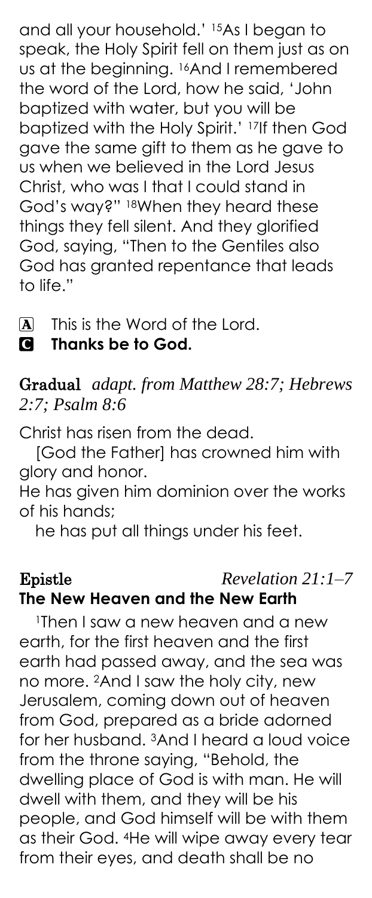and all your household.' 15As I began to speak, the Holy Spirit fell on them just as on us at the beginning. 16And I remembered the word of the Lord, how he said, 'John baptized with water, but you will be baptized with the Holy Spirit.' 17If then God gave the same gift to them as he gave to us when we believed in the Lord Jesus Christ, who was I that I could stand in God's way?" 18When they heard these things they fell silent. And they glorified God, saying, "Then to the Gentiles also God has granted repentance that leads to life."

A This is the Word of the Lord.
**C Thanks be to God.**

**Gradual** *adapt. from Matthew 28:7; Hebrews 2:7; Psalm 8:6*

Christ has risen from the dead.
[God the Father] has crowned him with glory and honor.
He has given him dominion over the works of his hands;
he has put all things under his feet.

**Epistle** *Revelation 21:1–7*
**The New Heaven and the New Earth**

1Then I saw a new heaven and a new earth, for the first heaven and the first earth had passed away, and the sea was no more. 2And I saw the holy city, new Jerusalem, coming down out of heaven from God, prepared as a bride adorned for her husband. 3And I heard a loud voice from the throne saying, "Behold, the dwelling place of God is with man. He will dwell with them, and they will be his people, and God himself will be with them as their God. 4He will wipe away every tear from their eyes, and death shall be no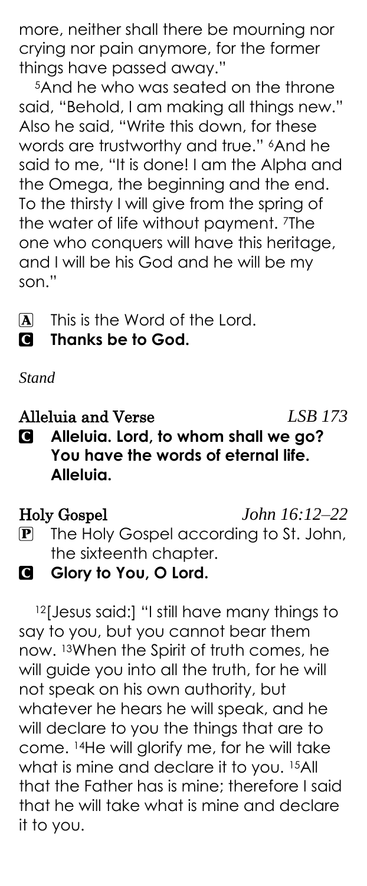more, neither shall there be mourning nor crying nor pain anymore, for the former things have passed away."

[5]And he who was seated on the throne said, "Behold, I am making all things new." Also he said, "Write this down, for these words are trustworthy and true." [6]And he said to me, "It is done! I am the Alpha and the Omega, the beginning and the end. To the thirsty I will give from the spring of the water of life without payment. [7]The one who conquers will have this heritage, and I will be his God and he will be my son."

A This is the Word of the Lord.
C **Thanks be to God.**

*Stand*

**Alleluia and Verse** *LSB 173*

C **Alleluia. Lord, to whom shall we go? You have the words of eternal life. Alleluia.**

**Holy Gospel** *John 16:12–22*

P The Holy Gospel according to St. John, the sixteenth chapter.
C **Glory to You, O Lord.**

[12][Jesus said:] "I still have many things to say to you, but you cannot bear them now. [13]When the Spirit of truth comes, he will guide you into all the truth, for he will not speak on his own authority, but whatever he hears he will speak, and he will declare to you the things that are to come. [14]He will glorify me, for he will take what is mine and declare it to you. [15]All that the Father has is mine; therefore I said that he will take what is mine and declare it to you.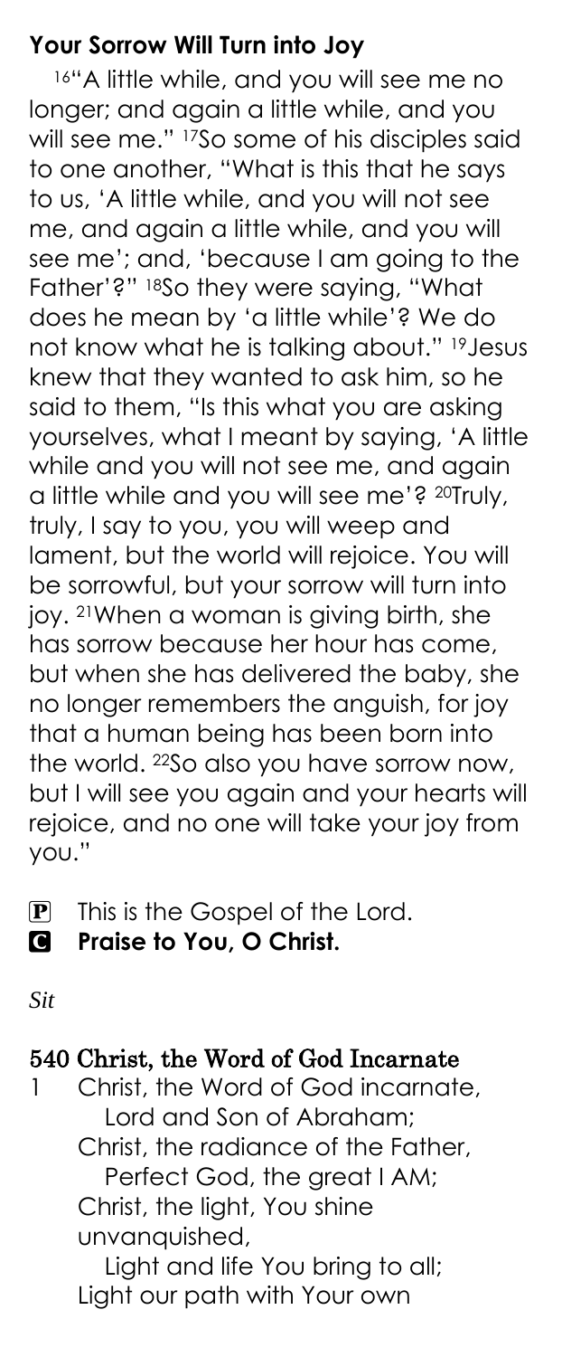### Your Sorrow Will Turn into Joy

[16]"A little while, and you will see me no longer; and again a little while, and you will see me." [17]So some of his disciples said to one another, "What is this that he says to us, 'A little while, and you will not see me, and again a little while, and you will see me'; and, 'because I am going to the Father'?" [18]So they were saying, "What does he mean by 'a little while'? We do not know what he is talking about." [19]Jesus knew that they wanted to ask him, so he said to them, "Is this what you are asking yourselves, what I meant by saying, 'A little while and you will not see me, and again a little while and you will see me'? [20]Truly, truly, I say to you, you will weep and lament, but the world will rejoice. You will be sorrowful, but your sorrow will turn into joy. [21]When a woman is giving birth, she has sorrow because her hour has come, but when she has delivered the baby, she no longer remembers the anguish, for joy that a human being has been born into the world. [22]So also you have sorrow now, but I will see you again and your hearts will rejoice, and no one will take your joy from you."

P This is the Gospel of the Lord.
C **Praise to You, O Christ.**

*Sit*

### 540 Christ, the Word of God Incarnate

1 Christ, the Word of God incarnate,
Lord and Son of Abraham;
Christ, the radiance of the Father,
Perfect God, the great I AM;
Christ, the light, You shine unvanquished,
Light and life You bring to all;
Light our path with Your own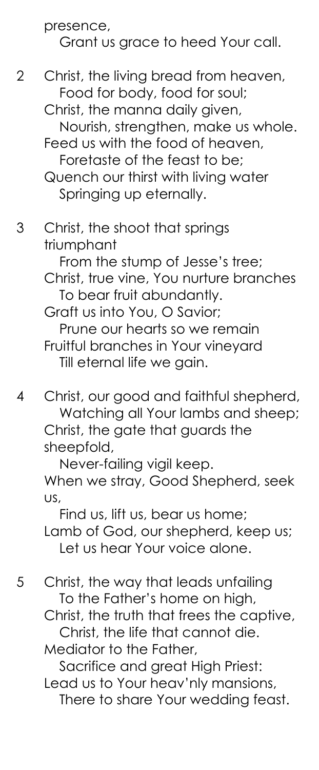presence,
   Grant us grace to heed Your call.

2 Christ, the living bread from heaven,
   Food for body, food for soul;
Christ, the manna daily given,
   Nourish, strengthen, make us whole.
Feed us with the food of heaven,
   Foretaste of the feast to be;
Quench our thirst with living water
   Springing up eternally.

3 Christ, the shoot that springs triumphant
   From the stump of Jesse's tree;
Christ, true vine, You nurture branches
   To bear fruit abundantly.
Graft us into You, O Savior;
   Prune our hearts so we remain
Fruitful branches in Your vineyard
   Till eternal life we gain.

4 Christ, our good and faithful shepherd,
   Watching all Your lambs and sheep;
Christ, the gate that guards the sheepfold,
   Never-failing vigil keep.
When we stray, Good Shepherd, seek us,
   Find us, lift us, bear us home;
Lamb of God, our shepherd, keep us;
   Let us hear Your voice alone.

5 Christ, the way that leads unfailing
   To the Father's home on high,
Christ, the truth that frees the captive,
   Christ, the life that cannot die.
Mediator to the Father,
   Sacrifice and great High Priest:
Lead us to Your heav'nly mansions,
   There to share Your wedding feast.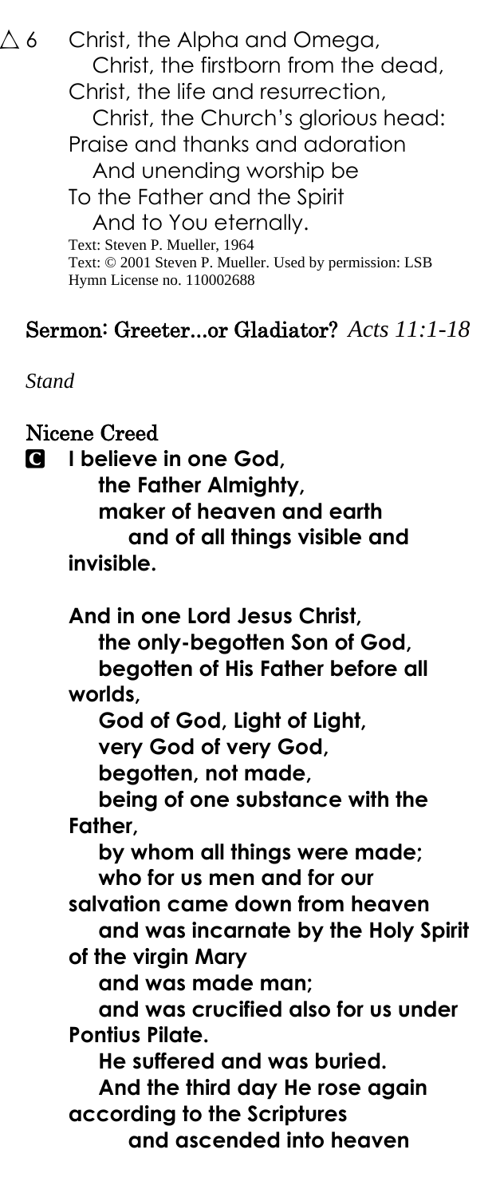△ 6 Christ, the Alpha and Omega,
Christ, the firstborn from the dead,
Christ, the life and resurrection,
Christ, the Church's glorious head:
Praise and thanks and adoration
And unending worship be
To the Father and the Spirit
And to You eternally.

Text: Steven P. Mueller, 1964
Text: © 2001 Steven P. Mueller. Used by permission: LSB Hymn License no. 110002688

## Sermon: Greeter…or Gladiator? *Acts 11:1-18*

*Stand*

## Nicene Creed

**C** **I believe in one God,**
**the Father Almighty,**
**maker of heaven and earth**
**and of all things visible and invisible.**

**And in one Lord Jesus Christ,**
**the only-begotten Son of God,**
**begotten of His Father before all worlds,**
**God of God, Light of Light,**
**very God of very God,**
**begotten, not made,**
**being of one substance with the Father,**
**by whom all things were made;**
**who for us men and for our salvation came down from heaven**
**and was incarnate by the Holy Spirit of the virgin Mary**
**and was made man;**
**and was crucified also for us under Pontius Pilate.**
**He suffered and was buried.**
**And the third day He rose again according to the Scriptures**
**and ascended into heaven**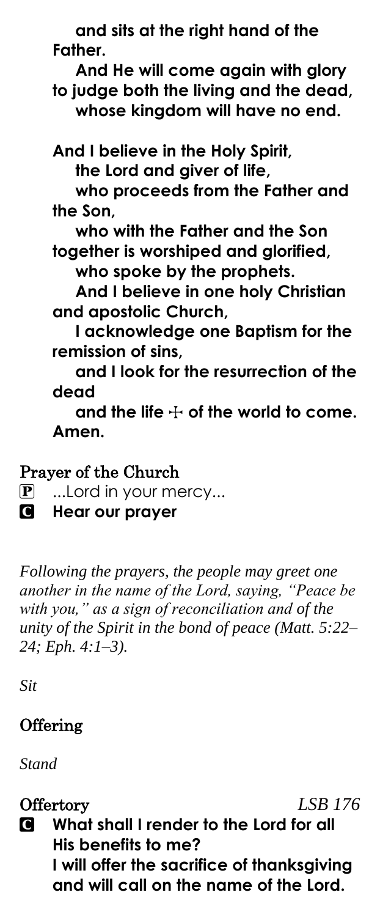**and sits at the right hand of the Father.**

**And He will come again with glory to judge both the living and the dead, whose kingdom will have no end.**

**And I believe in the Holy Spirit, the Lord and giver of life,**

**who proceeds from the Father and the Son,**

**who with the Father and the Son together is worshiped and glorified,**

**who spoke by the prophets.**

**And I believe in one holy Christian and apostolic Church,**

**I acknowledge one Baptism for the remission of sins,**

**and I look for the resurrection of the dead**

**and the life ☩ of the world to come. Amen.**

## Prayer of the Church

P ...Lord in your mercy...

C **Hear our prayer**

*Following the prayers, the people may greet one another in the name of the Lord, saying, "Peace be with you," as a sign of reconciliation and of the unity of the Spirit in the bond of peace (Matt. 5:22–24; Eph. 4:1–3).*

*Sit*

## Offering

*Stand*

## Offertory *LSB 176*

C **What shall I render to the Lord for all His benefits to me?**
**I will offer the sacrifice of thanksgiving and will call on the name of the Lord.**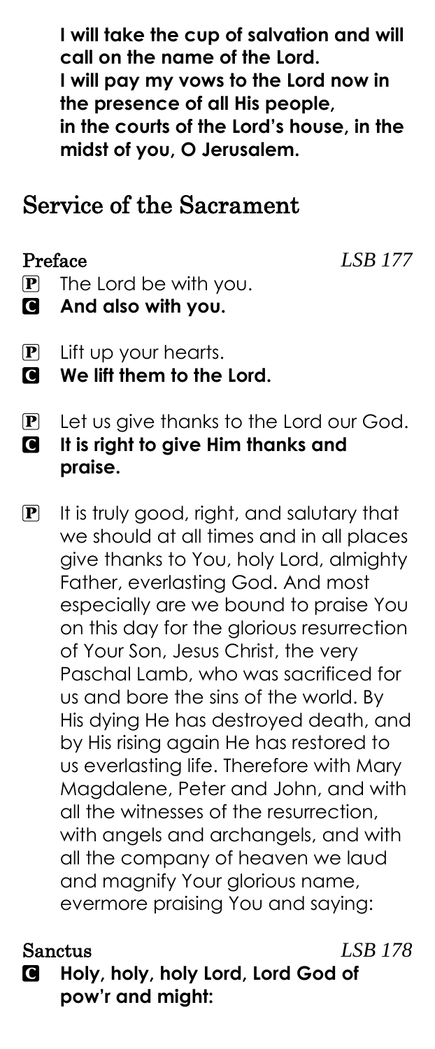**I will take the cup of salvation and will call on the name of the Lord.**
**I will pay my vows to the Lord now in the presence of all His people,**
**in the courts of the Lord's house, in the midst of you, O Jerusalem.**

## Service of the Sacrament

### Preface *LSB 177*

P The Lord be with you.
C **And also with you.**

P Lift up your hearts.
C **We lift them to the Lord.**

P Let us give thanks to the Lord our God.
C **It is right to give Him thanks and praise.**

P It is truly good, right, and salutary that we should at all times and in all places give thanks to You, holy Lord, almighty Father, everlasting God. And most especially are we bound to praise You on this day for the glorious resurrection of Your Son, Jesus Christ, the very Paschal Lamb, who was sacrificed for us and bore the sins of the world. By His dying He has destroyed death, and by His rising again He has restored to us everlasting life. Therefore with Mary Magdalene, Peter and John, and with all the witnesses of the resurrection, with angels and archangels, and with all the company of heaven we laud and magnify Your glorious name, evermore praising You and saying:

### Sanctus *LSB 178*

C **Holy, holy, holy Lord, Lord God of pow'r and might:**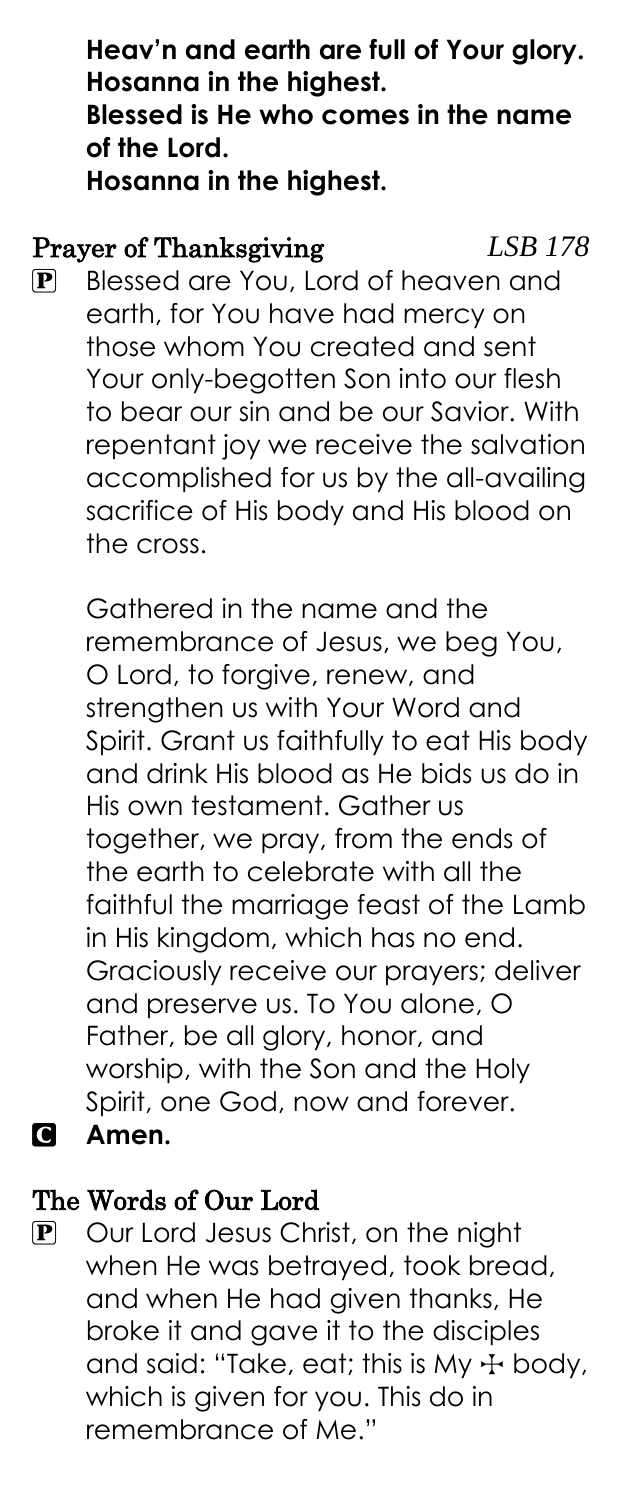**Heav'n and earth are full of Your glory.**
**Hosanna in the highest.**
**Blessed is He who comes in the name of the Lord.**
**Hosanna in the highest.**

### Prayer of Thanksgiving *LSB 178*

P Blessed are You, Lord of heaven and earth, for You have had mercy on those whom You created and sent Your only-begotten Son into our flesh to bear our sin and be our Savior. With repentant joy we receive the salvation accomplished for us by the all-availing sacrifice of His body and His blood on the cross.

Gathered in the name and the remembrance of Jesus, we beg You, O Lord, to forgive, renew, and strengthen us with Your Word and Spirit. Grant us faithfully to eat His body and drink His blood as He bids us do in His own testament. Gather us together, we pray, from the ends of the earth to celebrate with all the faithful the marriage feast of the Lamb in His kingdom, which has no end. Graciously receive our prayers; deliver and preserve us. To You alone, O Father, be all glory, honor, and worship, with the Son and the Holy Spirit, one God, now and forever.

C **Amen.**

### The Words of Our Lord

P Our Lord Jesus Christ, on the night when He was betrayed, took bread, and when He had given thanks, He broke it and gave it to the disciples and said: "Take, eat; this is My ☩ body, which is given for you. This do in remembrance of Me."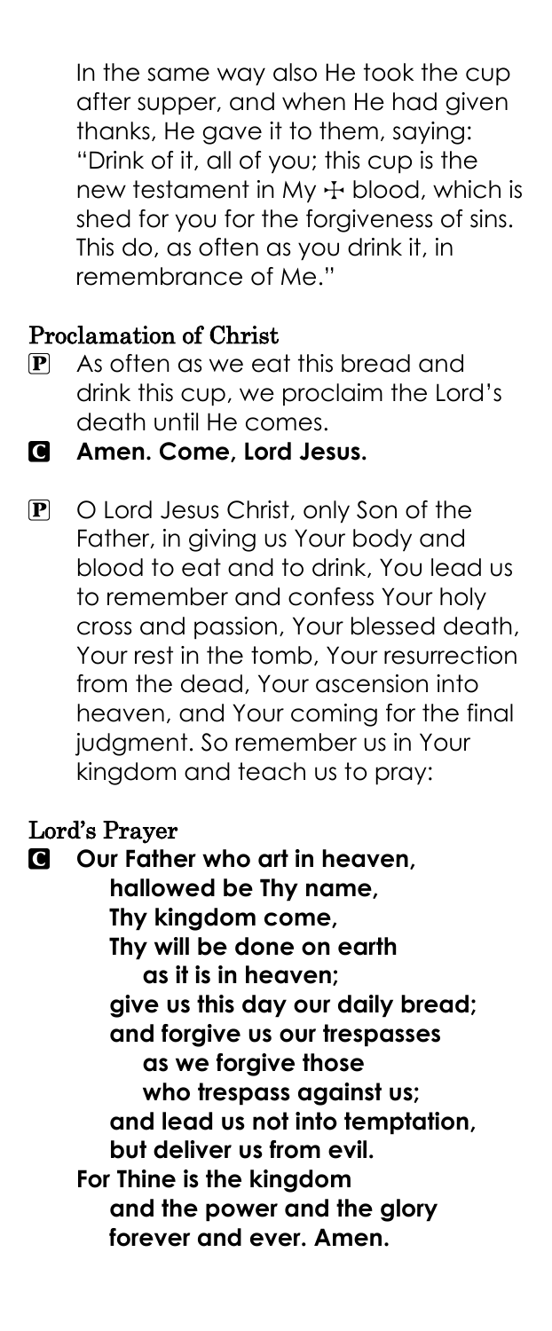In the same way also He took the cup after supper, and when He had given thanks, He gave it to them, saying: "Drink of it, all of you; this cup is the new testament in My ☩ blood, which is shed for you for the forgiveness of sins. This do, as often as you drink it, in remembrance of Me."

### Proclamation of Christ

P As often as we eat this bread and drink this cup, we proclaim the Lord's death until He comes.

C **Amen. Come, Lord Jesus.**

P O Lord Jesus Christ, only Son of the Father, in giving us Your body and blood to eat and to drink, You lead us to remember and confess Your holy cross and passion, Your blessed death, Your rest in the tomb, Your resurrection from the dead, Your ascension into heaven, and Your coming for the final judgment. So remember us in Your kingdom and teach us to pray:

### Lord's Prayer

C **Our Father who art in heaven,**
**hallowed be Thy name,**
**Thy kingdom come,**
**Thy will be done on earth**
**as it is in heaven;**
**give us this day our daily bread;**
**and forgive us our trespasses**
**as we forgive those**
**who trespass against us;**
**and lead us not into temptation,**
**but deliver us from evil.**
**For Thine is the kingdom**
**and the power and the glory**
**forever and ever. Amen.**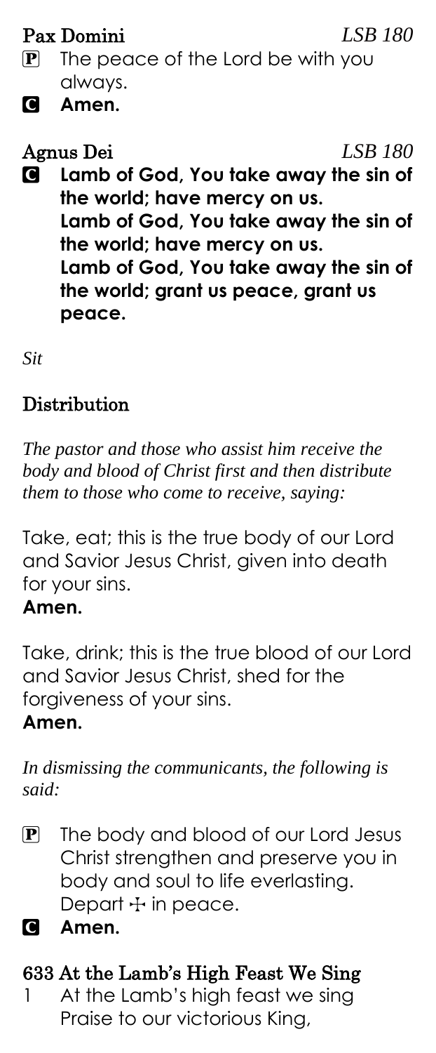## Pax Domini *LSB 180*

P The peace of the Lord be with you always.

C **Amen.**

## Agnus Dei *LSB 180*

C **Lamb of God, You take away the sin of the world; have mercy on us. Lamb of God, You take away the sin of the world; have mercy on us. Lamb of God, You take away the sin of the world; grant us peace, grant us peace.**

*Sit*

## Distribution

*The pastor and those who assist him receive the body and blood of Christ first and then distribute them to those who come to receive, saying:*

Take, eat; this is the true body of our Lord and Savior Jesus Christ, given into death for your sins.
**Amen.**

Take, drink; this is the true blood of our Lord and Savior Jesus Christ, shed for the forgiveness of your sins.
**Amen.**

*In dismissing the communicants, the following is said:*

P The body and blood of our Lord Jesus Christ strengthen and preserve you in body and soul to life everlasting. Depart ☩ in peace.

C **Amen.**

## 633 At the Lamb's High Feast We Sing

1 At the Lamb's high feast we sing
Praise to our victorious King,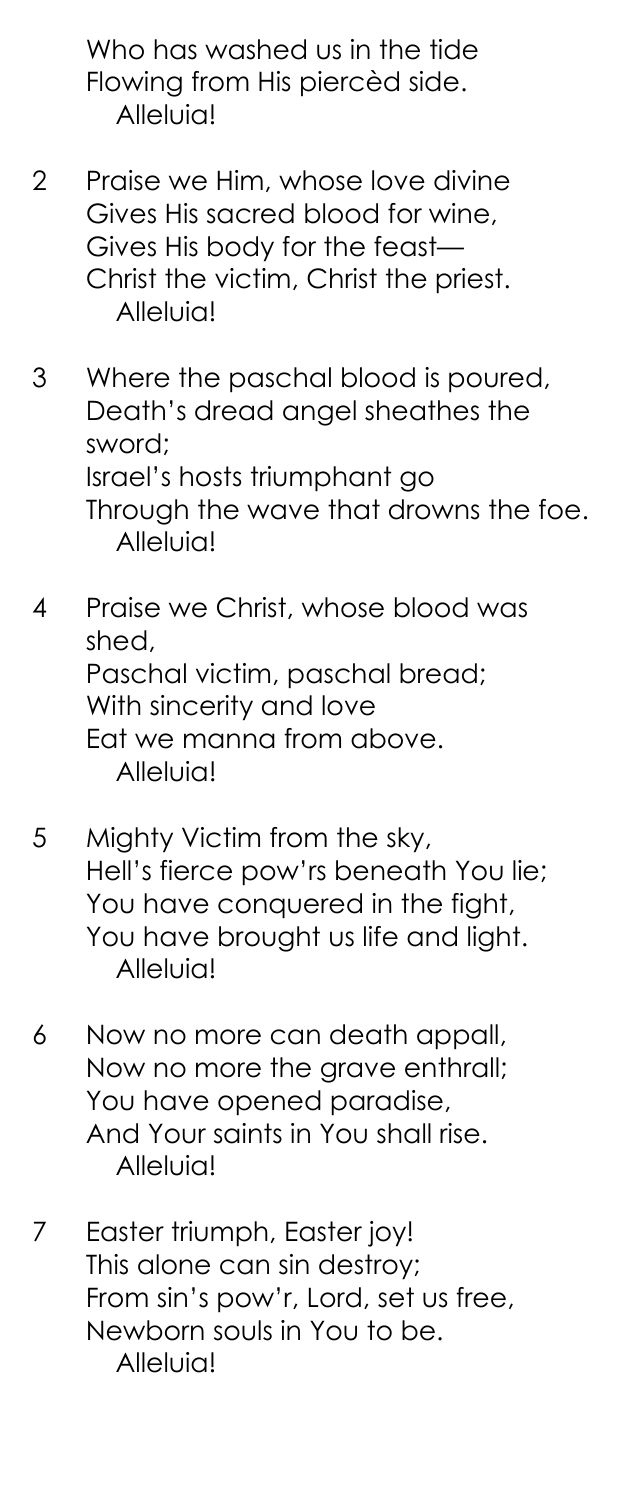Who has washed us in the tide
Flowing from His piercèd side.
Alleluia!

2 Praise we Him, whose love divine
Gives His sacred blood for wine,
Gives His body for the feast—
Christ the victim, Christ the priest.
Alleluia!

3 Where the paschal blood is poured,
Death's dread angel sheathes the sword;
Israel's hosts triumphant go
Through the wave that drowns the foe.
Alleluia!

4 Praise we Christ, whose blood was shed,
Paschal victim, paschal bread;
With sincerity and love
Eat we manna from above.
Alleluia!

5 Mighty Victim from the sky,
Hell's fierce pow'rs beneath You lie;
You have conquered in the fight,
You have brought us life and light.
Alleluia!

6 Now no more can death appall,
Now no more the grave enthrall;
You have opened paradise,
And Your saints in You shall rise.
Alleluia!

7 Easter triumph, Easter joy!
This alone can sin destroy;
From sin's pow'r, Lord, set us free,
Newborn souls in You to be.
Alleluia!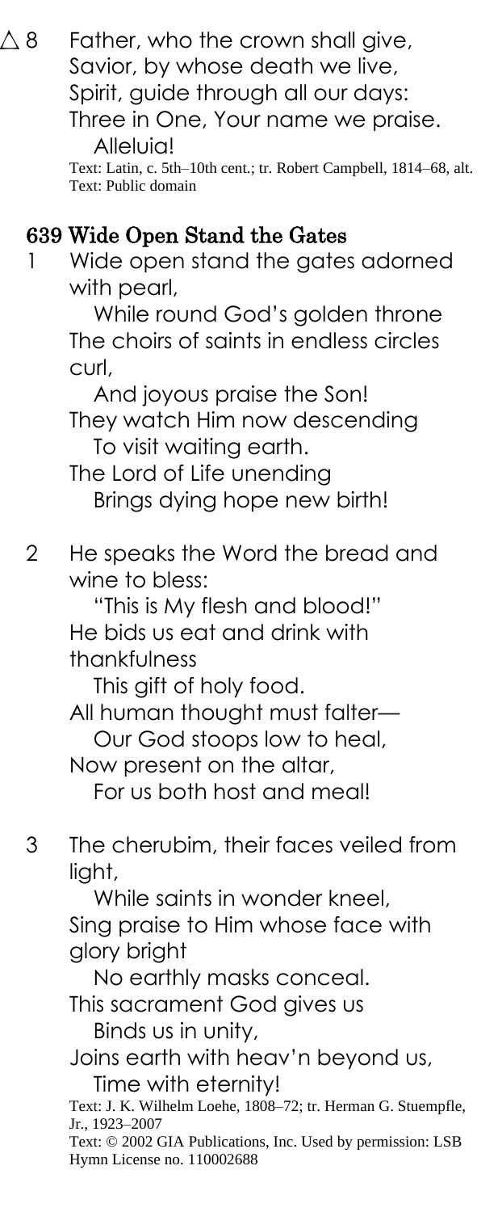△ 8 Father, who the crown shall give,
Savior, by whose death we live,
Spirit, guide through all our days:
Three in One, Your name we praise.
Alleluia!

Text: Latin, c. 5th–10th cent.; tr. Robert Campbell, 1814–68, alt.
Text: Public domain

## 639 Wide Open Stand the Gates

1 Wide open stand the gates adorned with pearl,
While round God's golden throne
The choirs of saints in endless circles curl,
And joyous praise the Son!
They watch Him now descending
To visit waiting earth.
The Lord of Life unending
Brings dying hope new birth!

2 He speaks the Word the bread and wine to bless:
"This is My flesh and blood!"
He bids us eat and drink with thankfulness
This gift of holy food.
All human thought must falter—
Our God stoops low to heal,
Now present on the altar,
For us both host and meal!

3 The cherubim, their faces veiled from light,
While saints in wonder kneel,
Sing praise to Him whose face with glory bright
No earthly masks conceal.
This sacrament God gives us
Binds us in unity,
Joins earth with heav'n beyond us,
Time with eternity!

Text: J. K. Wilhelm Loehe, 1808–72; tr. Herman G. Stuempfle, Jr., 1923–2007
Text: © 2002 GIA Publications, Inc. Used by permission: LSB Hymn License no. 110002688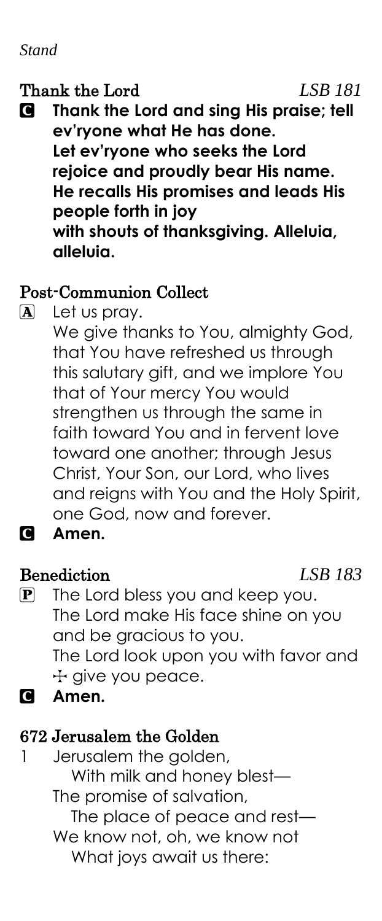*Stand*

**Thank the Lord** *LSB 181*

C **Thank the Lord and sing His praise; tell ev'ryone what He has done.**
**Let ev'ryone who seeks the Lord rejoice and proudly bear His name.**
**He recalls His promises and leads His people forth in joy**
**with shouts of thanksgiving. Alleluia, alleluia.**

**Post-Communion Collect**

A Let us pray.
We give thanks to You, almighty God, that You have refreshed us through this salutary gift, and we implore You that of Your mercy You would strengthen us through the same in faith toward You and in fervent love toward one another; through Jesus Christ, Your Son, our Lord, who lives and reigns with You and the Holy Spirit, one God, now and forever.

C **Amen.**

**Benediction** *LSB 183*

P The Lord bless you and keep you.
The Lord make His face shine on you and be gracious to you.
The Lord look upon you with favor and ☩ give you peace.

C **Amen.**

**672 Jerusalem the Golden**

1 Jerusalem the golden,
With milk and honey blest—
The promise of salvation,
The place of peace and rest—
We know not, oh, we know not
What joys await us there: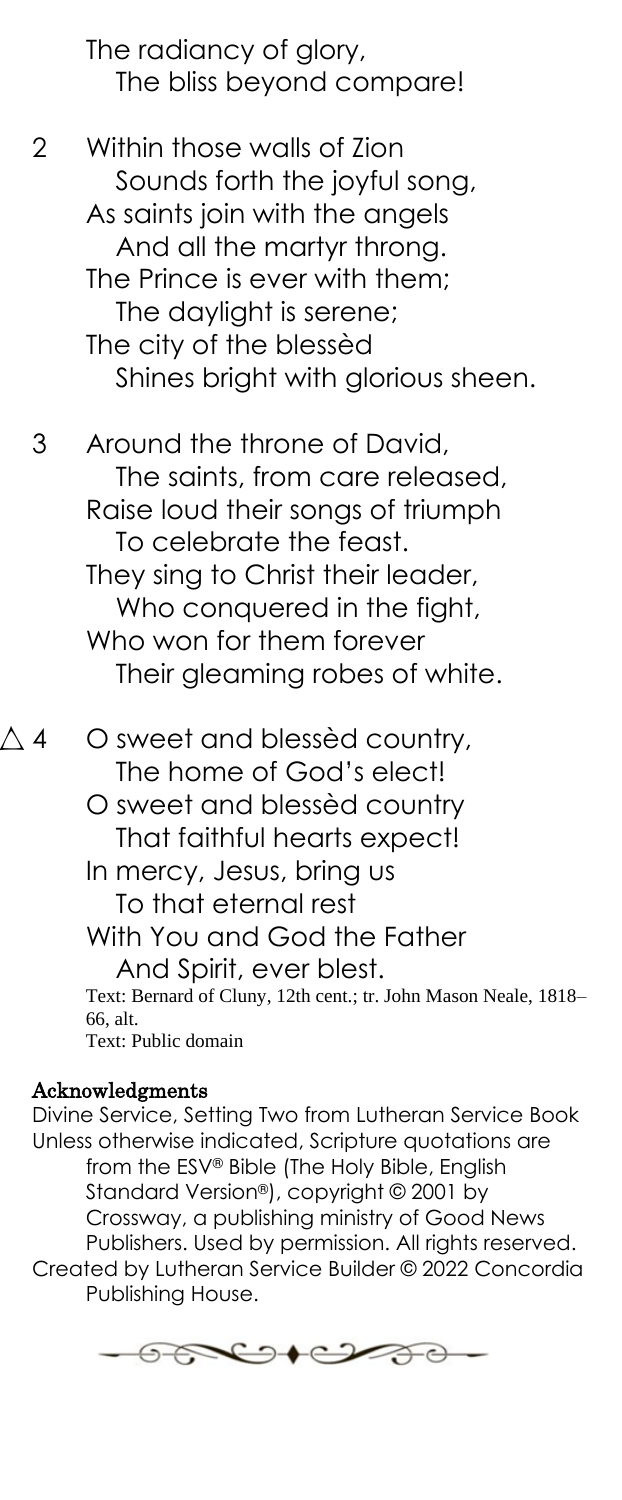The radiancy of glory,
  The bliss beyond compare!

2 Within those walls of Zion
  Sounds forth the joyful song,
As saints join with the angels
  And all the martyr throng.
The Prince is ever with them;
  The daylight is serene;
The city of the blessèd
  Shines bright with glorious sheen.

3 Around the throne of David,
  The saints, from care released,
Raise loud their songs of triumph
  To celebrate the feast.
They sing to Christ their leader,
  Who conquered in the fight,
Who won for them forever
  Their gleaming robes of white.

△ 4 O sweet and blessèd country,
  The home of God's elect!
O sweet and blessèd country
  That faithful hearts expect!
In mercy, Jesus, bring us
  To that eternal rest
With You and God the Father
  And Spirit, ever blest.

Text: Bernard of Cluny, 12th cent.; tr. John Mason Neale, 1818–66, alt.
Text: Public domain

**Acknowledgments**

Divine Service, Setting Two from Lutheran Service Book

Unless otherwise indicated, Scripture quotations are from the ESV® Bible (The Holy Bible, English Standard Version®), copyright © 2001 by Crossway, a publishing ministry of Good News Publishers. Used by permission. All rights reserved.

Created by Lutheran Service Builder © 2022 Concordia Publishing House.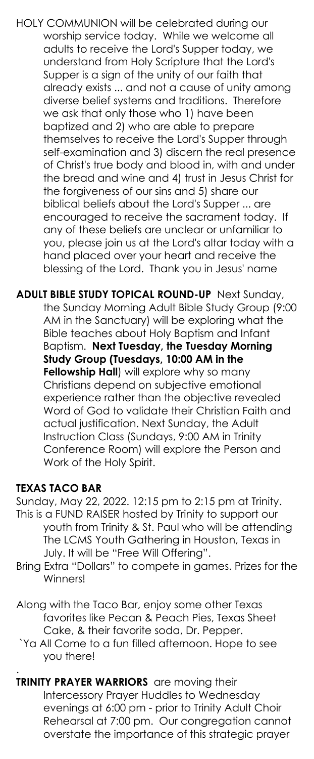HOLY COMMUNION will be celebrated during our worship service today. While we welcome all adults to receive the Lord's Supper today, we understand from Holy Scripture that the Lord's Supper is a sign of the unity of our faith that already exists ... and not a cause of unity among diverse belief systems and traditions. Therefore we ask that only those who 1) have been baptized and 2) who are able to prepare themselves to receive the Lord's Supper through self-examination and 3) discern the real presence of Christ's true body and blood in, with and under the bread and wine and 4) trust in Jesus Christ for the forgiveness of our sins and 5) share our biblical beliefs about the Lord's Supper ... are encouraged to receive the sacrament today. If any of these beliefs are unclear or unfamiliar to you, please join us at the Lord's altar today with a hand placed over your heart and receive the blessing of the Lord. Thank you in Jesus' name

**ADULT BIBLE STUDY TOPICAL ROUND-UP** Next Sunday, the Sunday Morning Adult Bible Study Group (9:00 AM in the Sanctuary) will be exploring what the Bible teaches about Holy Baptism and Infant Baptism. **Next Tuesday, the Tuesday Morning Study Group (Tuesdays, 10:00 AM in the Fellowship Hall**) will explore why so many Christians depend on subjective emotional experience rather than the objective revealed Word of God to validate their Christian Faith and actual justification. Next Sunday, the Adult Instruction Class (Sundays, 9:00 AM in Trinity Conference Room) will explore the Person and Work of the Holy Spirit.

**TEXAS TACO BAR**

Sunday, May 22, 2022. 12:15 pm to 2:15 pm at Trinity.

This is a FUND RAISER hosted by Trinity to support our youth from Trinity & St. Paul who will be attending The LCMS Youth Gathering in Houston, Texas in July. It will be "Free Will Offering".

Bring Extra "Dollars" to compete in games. Prizes for the Winners!

Along with the Taco Bar, enjoy some other Texas favorites like Pecan & Peach Pies, Texas Sheet Cake, & their favorite soda, Dr. Pepper.

`Ya All Come to a fun filled afternoon. Hope to see you there!

.

**TRINITY PRAYER WARRIORS** are moving their Intercessory Prayer Huddles to Wednesday evenings at 6:00 pm - prior to Trinity Adult Choir Rehearsal at 7:00 pm. Our congregation cannot overstate the importance of this strategic prayer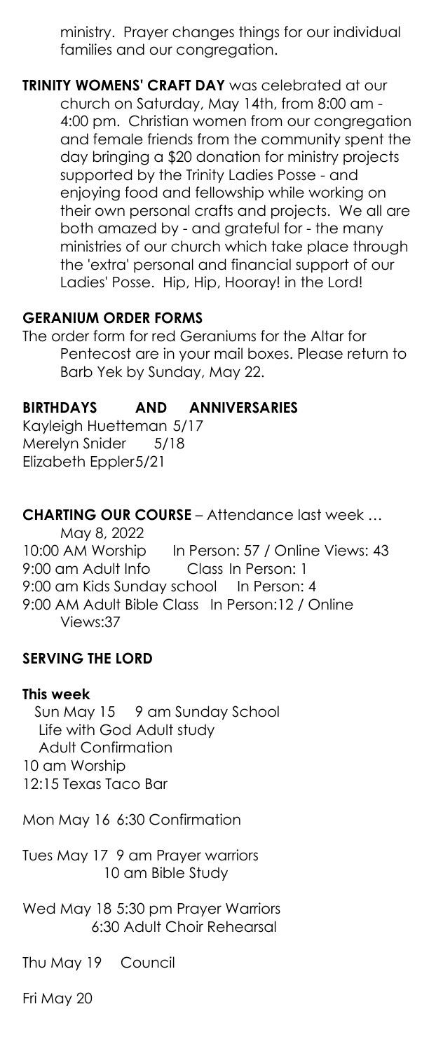ministry. Prayer changes things for our individual families and our congregation.

**TRINITY WOMENS' CRAFT DAY** was celebrated at our church on Saturday, May 14th, from 8:00 am - 4:00 pm. Christian women from our congregation and female friends from the community spent the day bringing a $20 donation for ministry projects supported by the Trinity Ladies Posse - and enjoying food and fellowship while working on their own personal crafts and projects. We all are both amazed by - and grateful for - the many ministries of our church which take place through the 'extra' personal and financial support of our Ladies' Posse. Hip, Hip, Hooray! in the Lord!

**GERANIUM ORDER FORMS**

The order form for red Geraniums for the Altar for Pentecost are in your mail boxes. Please return to Barb Yek by Sunday, May 22.

**BIRTHDAYS AND ANNIVERSARIES**

Kayleigh Huetteman 5/17
Merelyn Snider 5/18
Elizabeth Eppler 5/21

**CHARTING OUR COURSE** – Attendance last week … May 8, 2022

10:00 AM Worship In Person: 57 / Online Views: 43
9:00 am Adult Info Class In Person: 1
9:00 am Kids Sunday school In Person: 4
9:00 AM Adult Bible Class In Person:12 / Online Views:37

**SERVING THE LORD**

**This week**

Sun May 15 9 am Sunday School
Life with God Adult study
Adult Confirmation
10 am Worship
12:15 Texas Taco Bar

Mon May 16 6:30 Confirmation

Tues May 17 9 am Prayer warriors
10 am Bible Study

Wed May 18 5:30 pm Prayer Warriors
6:30 Adult Choir Rehearsal

Thu May 19 Council

Fri May 20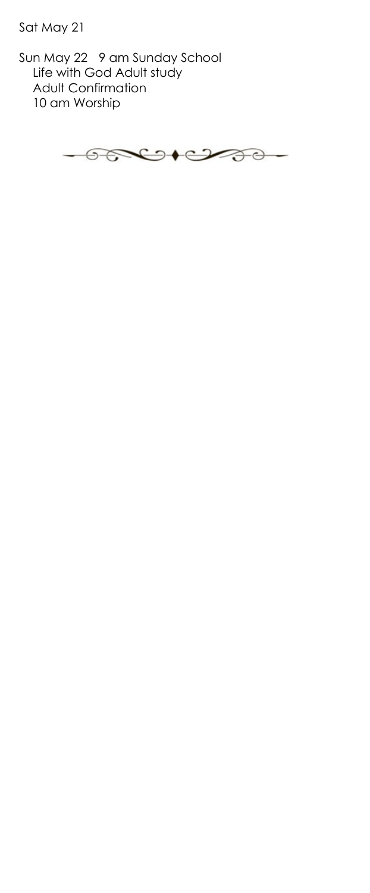Sat May 21

Sun May 22 9 am Sunday School
Life with God Adult study
Adult Confirmation
10 am Worship